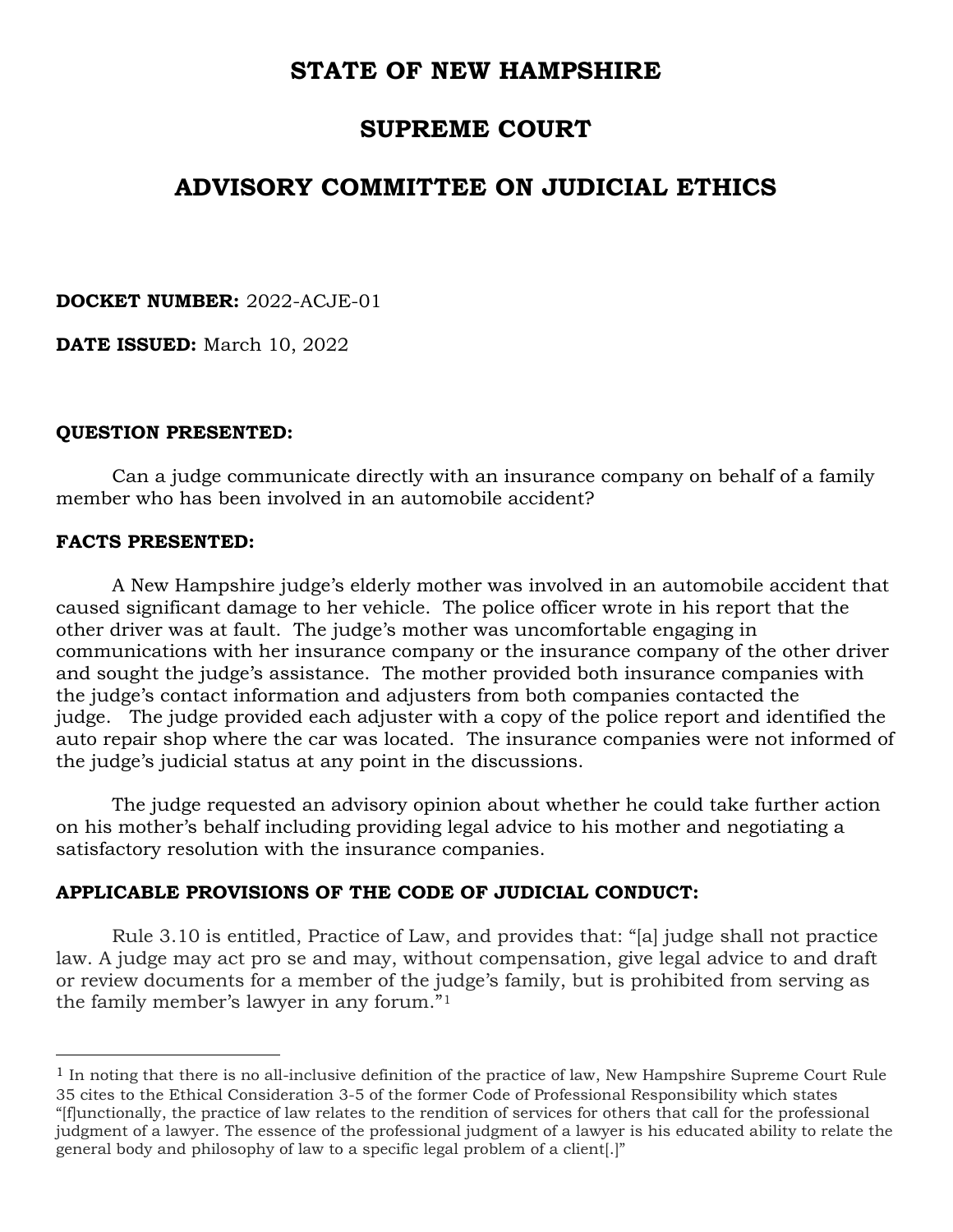# STATE OF NEW HAMPSHIRE

# SUPREME COURT

# ADVISORY COMMITTEE ON JUDICIAL ETHICS

**DOCKET NUMBER:** 2022-ACJE-01

**DATE ISSUED:** March 10, 2022

**QUESTION PRESENTED:**

Can a judge communicate directly with an insurance company on behalf of a family member who has been involved in an automobile accident?

**FACTS PRESENTED:**

A New Hampshire judge's elderly mother was involved in an automobile accident that caused significant damage to her vehicle. The police officer wrote in his report that the other driver was at fault. The judge's mother was uncomfortable engaging in communications with her insurance company or the insurance company of the other driver and sought the judge's assistance. The mother provided both insurance companies with the judge's contact information and adjusters from both companies contacted the judge. The judge provided each adjuster with a copy of the police report and identified the auto repair shop where the car was located. The insurance companies were not informed of the judge's judicial status at any point in the discussions.

The judge requested an advisory opinion about whether he could take further action on his mother's behalf including providing legal advice to his mother and negotiating a satisfactory resolution with the insurance companies.

**APPLICABLE PROVISIONS OF THE CODE OF JUDICIAL CONDUCT:**

Rule 3.10 is entitled, Practice of Law, and provides that: "[a] judge shall not practice law. A judge may act pro se and may, without compensation, give legal advice to and draft or review documents for a member of the judge's family, but is prohibited from serving as the family member's lawyer in any forum."[1]

[1] In noting that there is no all-inclusive definition of the practice of law, New Hampshire Supreme Court Rule 35 cites to the Ethical Consideration 3-5 of the former Code of Professional Responsibility which states "[f]unctionally, the practice of law relates to the rendition of services for others that call for the professional judgment of a lawyer. The essence of the professional judgment of a lawyer is his educated ability to relate the general body and philosophy of law to a specific legal problem of a client[.]"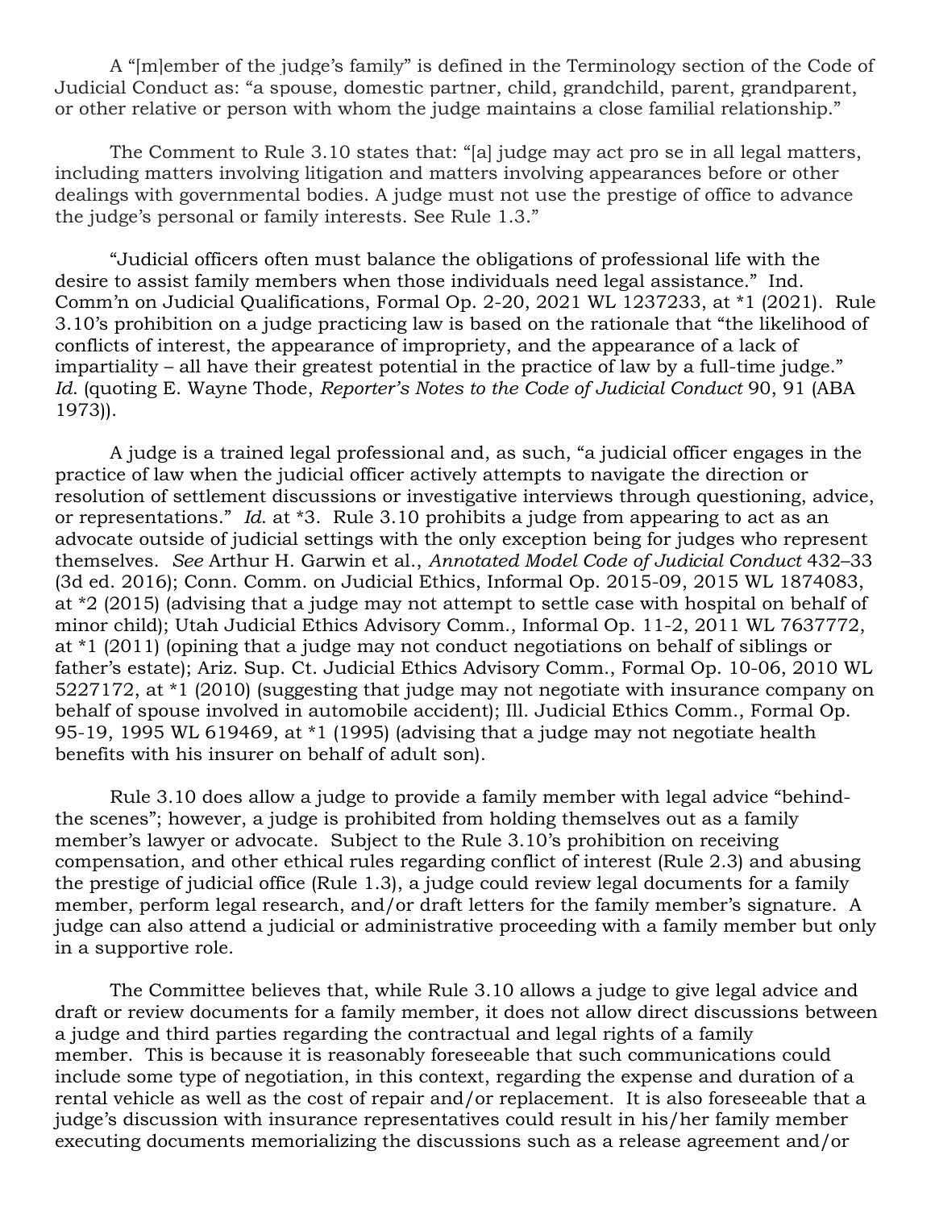A "[m]ember of the judge's family" is defined in the Terminology section of the Code of Judicial Conduct as: "a spouse, domestic partner, child, grandchild, parent, grandparent, or other relative or person with whom the judge maintains a close familial relationship."

The Comment to Rule 3.10 states that: "[a] judge may act pro se in all legal matters, including matters involving litigation and matters involving appearances before or other dealings with governmental bodies. A judge must not use the prestige of office to advance the judge's personal or family interests. See Rule 1.3."

"Judicial officers often must balance the obligations of professional life with the desire to assist family members when those individuals need legal assistance." Ind. Comm'n on Judicial Qualifications, Formal Op. 2-20, 2021 WL 1237233, at *1 (2021). Rule 3.10's prohibition on a judge practicing law is based on the rationale that "the likelihood of conflicts of interest, the appearance of impropriety, and the appearance of a lack of impartiality – all have their greatest potential in the practice of law by a full-time judge." *Id.* (quoting E. Wayne Thode, *Reporter's Notes to the Code of Judicial Conduct* 90, 91 (ABA 1973)).

A judge is a trained legal professional and, as such, "a judicial officer engages in the practice of law when the judicial officer actively attempts to navigate the direction or resolution of settlement discussions or investigative interviews through questioning, advice, or representations." *Id.* at *3. Rule 3.10 prohibits a judge from appearing to act as an advocate outside of judicial settings with the only exception being for judges who represent themselves. *See* Arthur H. Garwin et al., *Annotated Model Code of Judicial Conduct* 432–33 (3d ed. 2016); Conn. Comm. on Judicial Ethics, Informal Op. 2015-09, 2015 WL 1874083, at *2 (2015) (advising that a judge may not attempt to settle case with hospital on behalf of minor child); Utah Judicial Ethics Advisory Comm., Informal Op. 11-2, 2011 WL 7637772, at *1 (2011) (opining that a judge may not conduct negotiations on behalf of siblings or father's estate); Ariz. Sup. Ct. Judicial Ethics Advisory Comm., Formal Op. 10-06, 2010 WL 5227172, at *1 (2010) (suggesting that judge may not negotiate with insurance company on behalf of spouse involved in automobile accident); Ill. Judicial Ethics Comm., Formal Op. 95-19, 1995 WL 619469, at *1 (1995) (advising that a judge may not negotiate health benefits with his insurer on behalf of adult son).

Rule 3.10 does allow a judge to provide a family member with legal advice "behind-the scenes"; however, a judge is prohibited from holding themselves out as a family member's lawyer or advocate. Subject to the Rule 3.10's prohibition on receiving compensation, and other ethical rules regarding conflict of interest (Rule 2.3) and abusing the prestige of judicial office (Rule 1.3), a judge could review legal documents for a family member, perform legal research, and/or draft letters for the family member's signature. A judge can also attend a judicial or administrative proceeding with a family member but only in a supportive role.

The Committee believes that, while Rule 3.10 allows a judge to give legal advice and draft or review documents for a family member, it does not allow direct discussions between a judge and third parties regarding the contractual and legal rights of a family member. This is because it is reasonably foreseeable that such communications could include some type of negotiation, in this context, regarding the expense and duration of a rental vehicle as well as the cost of repair and/or replacement. It is also foreseeable that a judge's discussion with insurance representatives could result in his/her family member executing documents memorializing the discussions such as a release agreement and/or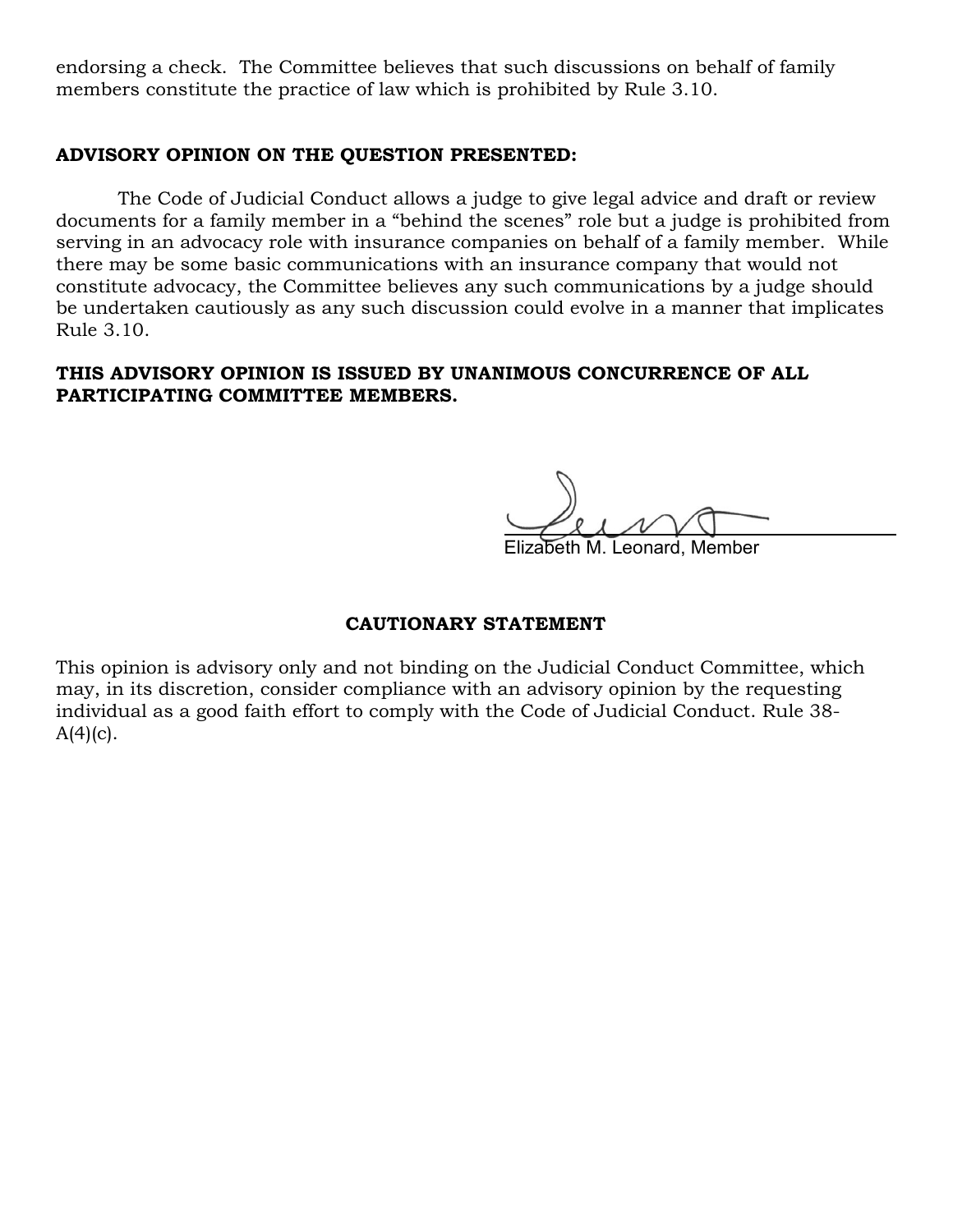endorsing a check. The Committee believes that such discussions on behalf of family members constitute the practice of law which is prohibited by Rule 3.10.

**ADVISORY OPINION ON THE QUESTION PRESENTED:**

The Code of Judicial Conduct allows a judge to give legal advice and draft or review documents for a family member in a "behind the scenes" role but a judge is prohibited from serving in an advocacy role with insurance companies on behalf of a family member. While there may be some basic communications with an insurance company that would not constitute advocacy, the Committee believes any such communications by a judge should be undertaken cautiously as any such discussion could evolve in a manner that implicates Rule 3.10.

**THIS ADVISORY OPINION IS ISSUED BY UNANIMOUS CONCURRENCE OF ALL PARTICIPATING COMMITTEE MEMBERS.**

Elizabeth M. Leonard, Member

**CAUTIONARY STATEMENT**

This opinion is advisory only and not binding on the Judicial Conduct Committee, which may, in its discretion, consider compliance with an advisory opinion by the requesting individual as a good faith effort to comply with the Code of Judicial Conduct. Rule 38-A(4)(c).